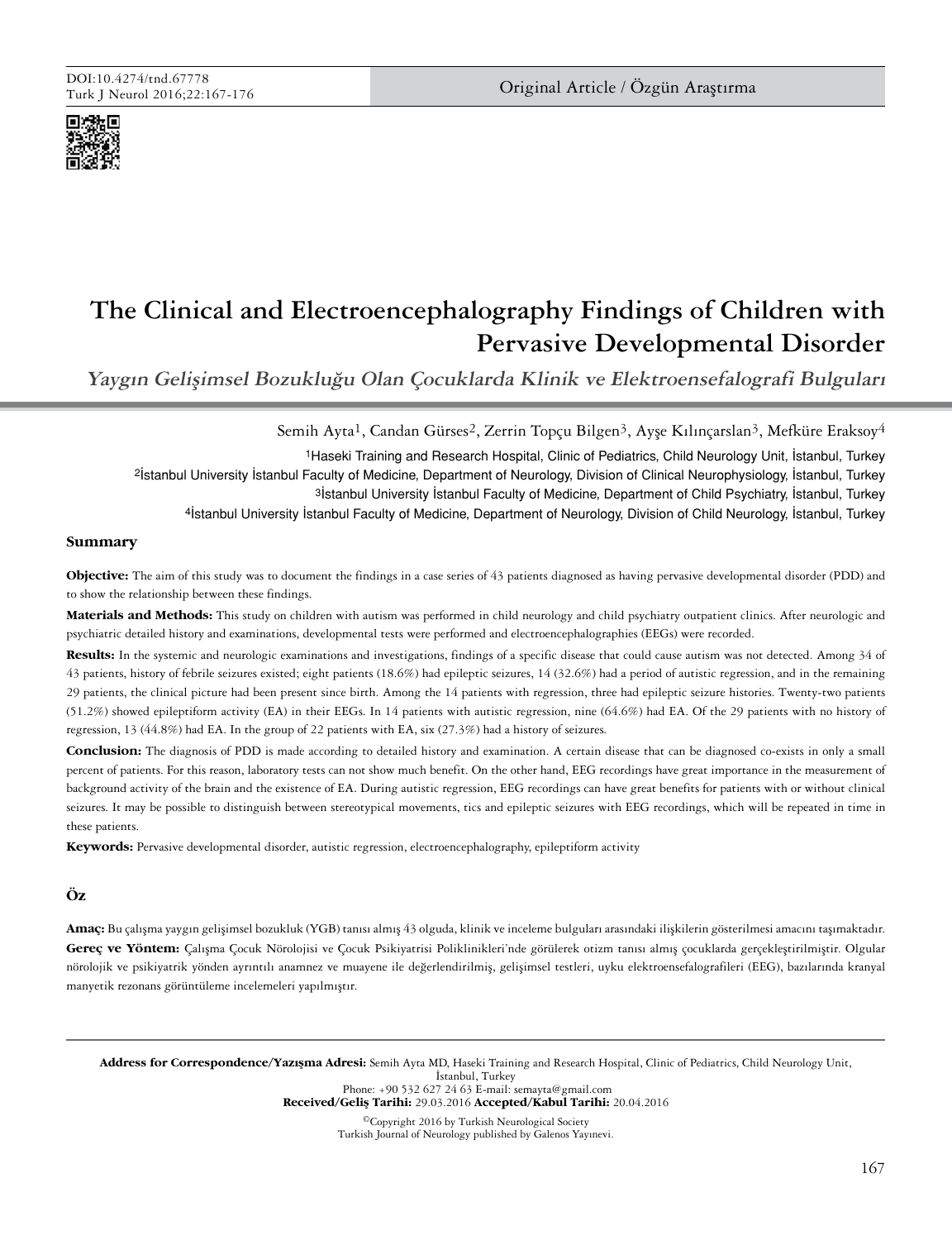Original Article / Özgün Araştırma

# The Clinical and Electroencephalography Findings of Children with Pervasive Developmental Disorder

## *Yaygın Gelişimsel Bozukluğu Olan Çocuklarda Klinik ve Elektroensefalografi Bulguları*

Semih Ayta[1], Candan Gürses[2], Zerrin Topçu Bilgen[3], Ayşe Kılınçarslan[3], Mefküre Eraksoy[4]

[1]Haseki Training and Research Hospital, Clinic of Pediatrics, Child Neurology Unit, İstanbul, Turkey
[2]İstanbul University İstanbul Faculty of Medicine, Department of Neurology, Division of Clinical Neurophysiology, İstanbul, Turkey
[3]İstanbul University İstanbul Faculty of Medicine, Department of Child Psychiatry, İstanbul, Turkey
[4]İstanbul University İstanbul Faculty of Medicine, Department of Neurology, Division of Child Neurology, İstanbul, Turkey

### Summary

**Objective:** The aim of this study was to document the findings in a case series of 43 patients diagnosed as having pervasive developmental disorder (PDD) and to show the relationship between these findings.

**Materials and Methods:** This study on children with autism was performed in child neurology and child psychiatry outpatient clinics. After neurologic and psychiatric detailed history and examinations, developmental tests were performed and electroencephalographies (EEGs) were recorded.

**Results:** In the systemic and neurologic examinations and investigations, findings of a specific disease that could cause autism was not detected. Among 34 of 43 patients, history of febrile seizures existed; eight patients (18.6%) had epileptic seizures, 14 (32.6%) had a period of autistic regression, and in the remaining 29 patients, the clinical picture had been present since birth. Among the 14 patients with regression, three had epileptic seizure histories. Twenty-two patients (51.2%) showed epileptiform activity (EA) in their EEGs. In 14 patients with autistic regression, nine (64.6%) had EA. Of the 29 patients with no history of regression, 13 (44.8%) had EA. In the group of 22 patients with EA, six (27.3%) had a history of seizures.

**Conclusion:** The diagnosis of PDD is made according to detailed history and examination. A certain disease that can be diagnosed co-exists in only a small percent of patients. For this reason, laboratory tests can not show much benefit. On the other hand, EEG recordings have great importance in the measurement of background activity of the brain and the existence of EA. During autistic regression, EEG recordings can have great benefits for patients with or without clinical seizures. It may be possible to distinguish between stereotypical movements, tics and epileptic seizures with EEG recordings, which will be repeated in time in these patients.

**Keywords:** Pervasive developmental disorder, autistic regression, electroencephalography, epileptiform activity

### Öz

**Amaç:** Bu çalışma yaygın gelişimsel bozukluk (YGB) tanısı almış 43 olguda, klinik ve inceleme bulguları arasındaki ilişkilerin gösterilmesi amacını taşımaktadır.

**Gereç ve Yöntem:** Çalışma Çocuk Nörolojisi ve Çocuk Psikiyatrisi Poliklinikleri'nde görülerek otizm tanısı almış çocuklarda gerçekleştirilmiştir. Olgular nörolojik ve psikiyatrik yönden ayrıntılı anamnez ve muayene ile değerlendirilmiş, gelişimsel testleri, uyku elektroensefalografileri (EEG), bazılarında kranyal manyetik rezonans görüntüleme incelemeleri yapılmıştır.

**Address for Correspondence/Yazışma Adresi:** Semih Ayta MD, Haseki Training and Research Hospital, Clinic of Pediatrics, Child Neurology Unit, İstanbul, Turkey
Phone: +90 532 627 24 63 E-mail: semayta@gmail.com
**Received/Geliş Tarihi:** 29.03.2016 **Accepted/Kabul Tarihi:** 20.04.2016

©Copyright 2016 by Turkish Neurological Society
Turkish Journal of Neurology published by Galenos Yayınevi.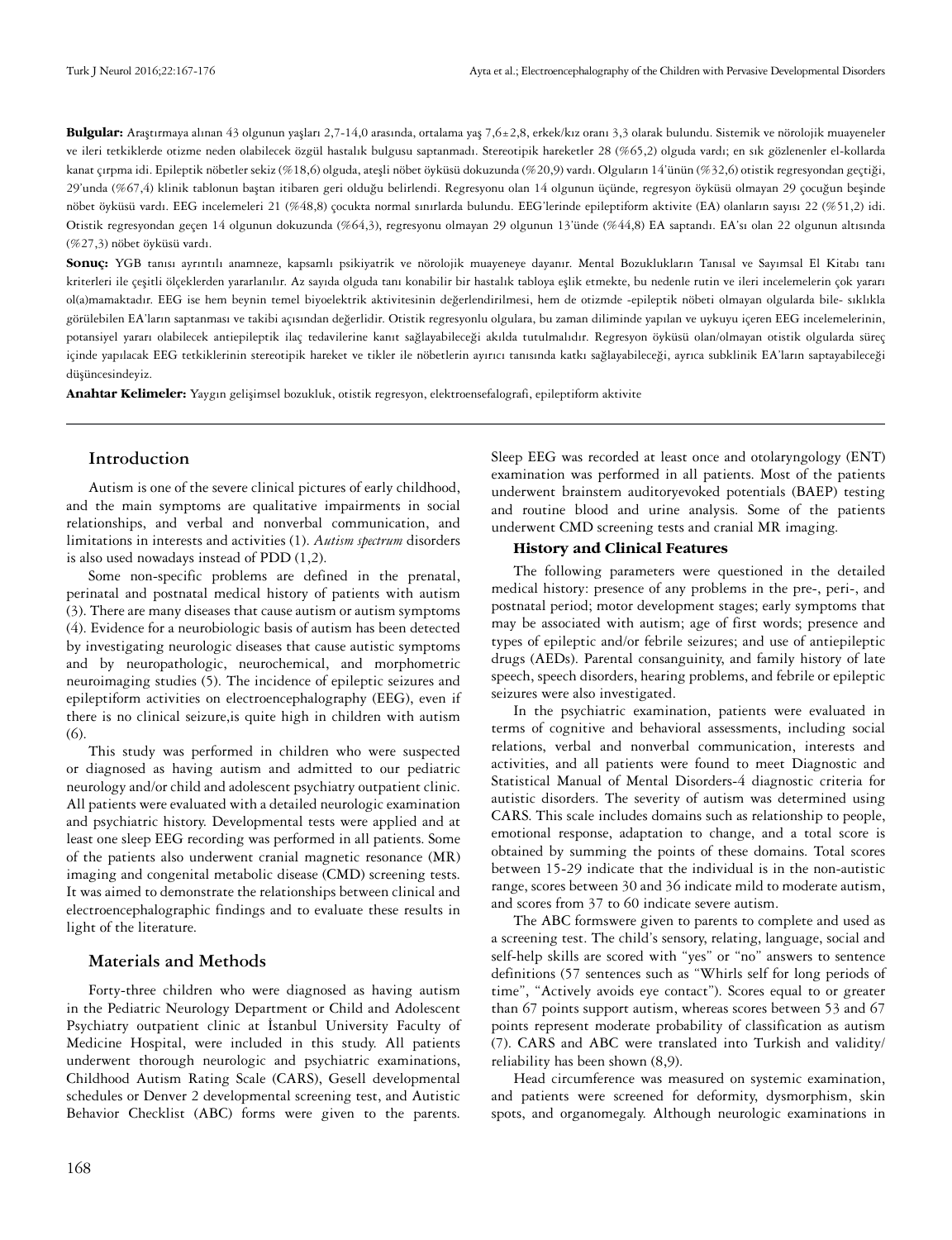**Bulgular:** Araştırmaya alınan 43 olgunun yaşları 2,7-14,0 arasında, ortalama yaş 7,6±2,8, erkek/kız oranı 3,3 olarak bulundu. Sistemik ve nörolojik muayeneler ve ileri tetkiklerde otizme neden olabilecek özgül hastalık bulgusu saptanmadı. Stereotipik hareketler 28 (%65,2) olguda vardı; en sık gözlenenler el-kollarda kanat çırpma idi. Epileptik nöbetler sekiz (%18,6) olguda, ateşli nöbet öyküsü dokuzunda (%20,9) vardı. Olguların 14'ünün (%32,6) otistik regresyondan geçtiği, 29'unda (%67,4) klinik tablonun baştan itibaren geri olduğu belirlendi. Regresyonu olan 14 olgunun üçünde, regresyon öyküsü olmayan 29 çocuğun beşinde nöbet öyküsü vardı. EEG incelemeleri 21 (%48,8) çocukta normal sınırlarda bulundu. EEG'lerinde epileptiform aktivite (EA) olanların sayısı 22 (%51,2) idi. Otistik regresyondan geçen 14 olgunun dokuzunda (%64,3), regresyonu olmayan 29 olgunun 13'ünde (%44,8) EA saptandı. EA'sı olan 22 olgunun altısında (%27,3) nöbet öyküsü vardı.

**Sonuç:** YGB tanısı ayrıntılı anamneze, kapsamlı psikiyatrik ve nörolojik muayeneye dayanır. Mental Bozuklukların Tanısal ve Sayımsal El Kitabı tanı kriterleri ile çeşitli ölçeklerden yararlanılır. Az sayıda olguda tanı konabilir bir hastalık tabloya eşlik etmekte, bu nedenle rutin ve ileri incelemelerin çok yararı ol(a)mamaktadır. EEG ise hem beynin temel biyoelektrik aktivitesinin değerlendirilmesi, hem de otizmde -epileptik nöbeti olmayan olgularda bile- sıklıkla görülebilen EA'ların saptanması ve takibi açısından değerlidir. Otistik regresyonlu olgulara, bu zaman diliminde yapılan ve uykuyu içeren EEG incelemelerinin, potansiyel yararı olabilecek antiepileptik ilaç tedavilerine kanıt sağlayabileceği akılda tutulmalıdır. Regresyon öyküsü olan/olmayan otistik olgularda süreç içinde yapılacak EEG tetkiklerinin stereotipik hareket ve tikler ile nöbetlerin ayırıcı tanısında katkı sağlayabileceği, ayrıca subklinik EA'ların saptayabileceği düşüncesindeyiz.

**Anahtar Kelimeler:** Yaygın gelişimsel bozukluk, otistik regresyon, elektroensefalografi, epileptiform aktivite

## Introduction

Autism is one of the severe clinical pictures of early childhood, and the main symptoms are qualitative impairments in social relationships, and verbal and nonverbal communication, and limitations in interests and activities (1). *Autism spectrum* disorders is also used nowadays instead of PDD (1,2).

Some non-specific problems are defined in the prenatal, perinatal and postnatal medical history of patients with autism (3). There are many diseases that cause autism or autism symptoms (4). Evidence for a neurobiologic basis of autism has been detected by investigating neurologic diseases that cause autistic symptoms and by neuropathologic, neurochemical, and morphometric neuroimaging studies (5). The incidence of epileptic seizures and epileptiform activities on electroencephalography (EEG), even if there is no clinical seizure,is quite high in children with autism (6).

This study was performed in children who were suspected or diagnosed as having autism and admitted to our pediatric neurology and/or child and adolescent psychiatry outpatient clinic. All patients were evaluated with a detailed neurologic examination and psychiatric history. Developmental tests were applied and at least one sleep EEG recording was performed in all patients. Some of the patients also underwent cranial magnetic resonance (MR) imaging and congenital metabolic disease (CMD) screening tests. It was aimed to demonstrate the relationships between clinical and electroencephalographic findings and to evaluate these results in light of the literature.

## Materials and Methods

Forty-three children who were diagnosed as having autism in the Pediatric Neurology Department or Child and Adolescent Psychiatry outpatient clinic at İstanbul University Faculty of Medicine Hospital, were included in this study. All patients underwent thorough neurologic and psychiatric examinations, Childhood Autism Rating Scale (CARS), Gesell developmental schedules or Denver 2 developmental screening test, and Autistic Behavior Checklist (ABC) forms were given to the parents. Sleep EEG was recorded at least once and otolaryngology (ENT) examination was performed in all patients. Most of the patients underwent brainstem auditoryevoked potentials (BAEP) testing and routine blood and urine analysis. Some of the patients underwent CMD screening tests and cranial MR imaging.

### History and Clinical Features

The following parameters were questioned in the detailed medical history: presence of any problems in the pre-, peri-, and postnatal period; motor development stages; early symptoms that may be associated with autism; age of first words; presence and types of epileptic and/or febrile seizures; and use of antiepileptic drugs (AEDs). Parental consanguinity, and family history of late speech, speech disorders, hearing problems, and febrile or epileptic seizures were also investigated.

In the psychiatric examination, patients were evaluated in terms of cognitive and behavioral assessments, including social relations, verbal and nonverbal communication, interests and activities, and all patients were found to meet Diagnostic and Statistical Manual of Mental Disorders-4 diagnostic criteria for autistic disorders. The severity of autism was determined using CARS. This scale includes domains such as relationship to people, emotional response, adaptation to change, and a total score is obtained by summing the points of these domains. Total scores between 15-29 indicate that the individual is in the non-autistic range, scores between 30 and 36 indicate mild to moderate autism, and scores from 37 to 60 indicate severe autism.

The ABC formswere given to parents to complete and used as a screening test. The child's sensory, relating, language, social and self-help skills are scored with "yes" or "no" answers to sentence definitions (57 sentences such as "Whirls self for long periods of time", "Actively avoids eye contact"). Scores equal to or greater than 67 points support autism, whereas scores between 53 and 67 points represent moderate probability of classification as autism (7). CARS and ABC were translated into Turkish and validity/reliability has been shown (8,9).

Head circumference was measured on systemic examination, and patients were screened for deformity, dysmorphism, skin spots, and organomegaly. Although neurologic examinations in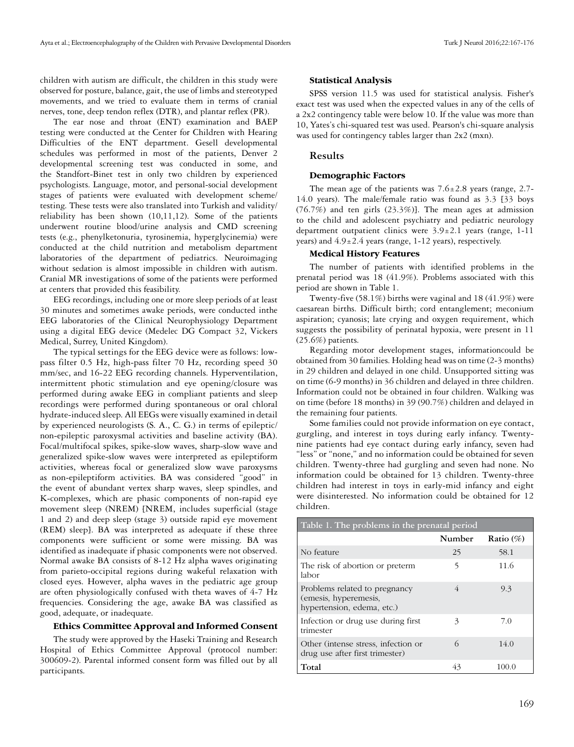children with autism are difficult, the children in this study were observed for posture, balance, gait, the use of limbs and stereotyped movements, and we tried to evaluate them in terms of cranial nerves, tone, deep tendon reflex (DTR), and plantar reflex (PR).

The ear nose and throat (ENT) examination and BAEP testing were conducted at the Center for Children with Hearing Difficulties of the ENT department. Gesell developmental schedules was performed in most of the patients, Denver 2 developmental screening test was conducted in some, and the Standfort-Binet test in only two children by experienced psychologists. Language, motor, and personal-social development stages of patients were evaluated with development scheme/testing. These tests were also translated into Turkish and validity/reliability has been shown (10,11,12). Some of the patients underwent routine blood/urine analysis and CMD screening tests (e.g., phenylketonuria, tyrosinemia, hyperglycinemia) were conducted at the child nutrition and metabolism department laboratories of the department of pediatrics. Neuroimaging without sedation is almost impossible in children with autism. Cranial MR investigations of some of the patients were performed at centers that provided this feasibility.

EEG recordings, including one or more sleep periods of at least 30 minutes and sometimes awake periods, were conducted inthe EEG laboratories of the Clinical Neurophysiology Department using a digital EEG device (Medelec DG Compact 32, Vickers Medical, Surrey, United Kingdom).

The typical settings for the EEG device were as follows: low-pass filter 0.5 Hz, high-pass filter 70 Hz, recording speed 30 mm/sec, and 16-22 EEG recording channels. Hyperventilation, intermittent photic stimulation and eye opening/closure was performed during awake EEG in compliant patients and sleep recordings were performed during spontaneous or oral chloral hydrate-induced sleep. All EEGs were visually examined in detail by experienced neurologists (S. A., C. G.) in terms of epileptic/non-epileptic paroxysmal activities and baseline activity (BA). Focal/multifocal spikes, spike-slow waves, sharp-slow wave and generalized spike-slow waves were interpreted as epileptiform activities, whereas focal or generalized slow wave paroxysms as non-epileptiform activities. BA was considered "good" in the event of abundant vertex sharp waves, sleep spindles, and K-complexes, which are phasic components of non-rapid eye movement sleep (NREM) [NREM, includes superficial (stage 1 and 2) and deep sleep (stage 3) outside rapid eye movement (REM) sleep]. BA was interpreted as adequate if these three components were sufficient or some were missing. BA was identified as inadequate if phasic components were not observed. Normal awake BA consists of 8-12 Hz alpha waves originating from parieto-occipital regions during wakeful relaxation with closed eyes. However, alpha waves in the pediatric age group are often physiologically confused with theta waves of 4-7 Hz frequencies. Considering the age, awake BA was classified as good, adequate, or inadequate.

### Ethics Committee Approval and Informed Consent

The study were approved by the Haseki Training and Research Hospital of Ethics Committee Approval (protocol number: 300609-2). Parental informed consent form was filled out by all participants.

### Statistical Analysis

SPSS version 11.5 was used for statistical analysis. Fisher's exact test was used when the expected values in any of the cells of a 2x2 contingency table were below 10. If the value was more than 10, Yates's chi-squared test was used. Pearson's chi-square analysis was used for contingency tables larger than 2x2 (mxn).

## Results

### Demographic Factors

The mean age of the patients was 7.6±2.8 years (range, 2.7-14.0 years). The male/female ratio was found as 3.3 [33 boys (76.7%) and ten girls (23.3%)]. The mean ages at admission to the child and adolescent psychiatry and pediatric neurology department outpatient clinics were 3.9±2.1 years (range, 1-11 years) and 4.9±2.4 years (range, 1-12 years), respectively.

### Medical History Features

The number of patients with identified problems in the prenatal period was 18 (41.9%). Problems associated with this period are shown in Table 1.

Twenty-five (58.1%) births were vaginal and 18 (41.9%) were caesarean births. Difficult birth; cord entanglement; meconium aspiration; cyanosis; late crying and oxygen requirement, which suggests the possibility of perinatal hypoxia, were present in 11 (25.6%) patients.

Regarding motor development stages, informationcould be obtained from 30 families. Holding head was on time (2-3 months) in 29 children and delayed in one child. Unsupported sitting was on time (6-9 months) in 36 children and delayed in three children. Information could not be obtained in four children. Walking was on time (before 18 months) in 39 (90.7%) children and delayed in the remaining four patients.

Some families could not provide information on eye contact, gurgling, and interest in toys during early infancy. Twenty-nine patients had eye contact during early infancy, seven had "less" or "none," and no information could be obtained for seven children. Twenty-three had gurgling and seven had none. No information could be obtained for 13 children. Twenty-three children had interest in toys in early-mid infancy and eight were disinterested. No information could be obtained for 12 children.

**Table 1. The problems in the prenatal period**

| | Number | Ratio (%) |
|---|---|---|
| No feature | 25 | 58.1 |
| The risk of abortion or preterm labor | 5 | 11.6 |
| Problems related to pregnancy (emesis, hyperemesis, hypertension, edema, etc.) | 4 | 9.3 |
| Infection or drug use during first trimester | 3 | 7.0 |
| Other (intense stress, infection or drug use after first trimester) | 6 | 14.0 |
| **Total** | 43 | 100.0 |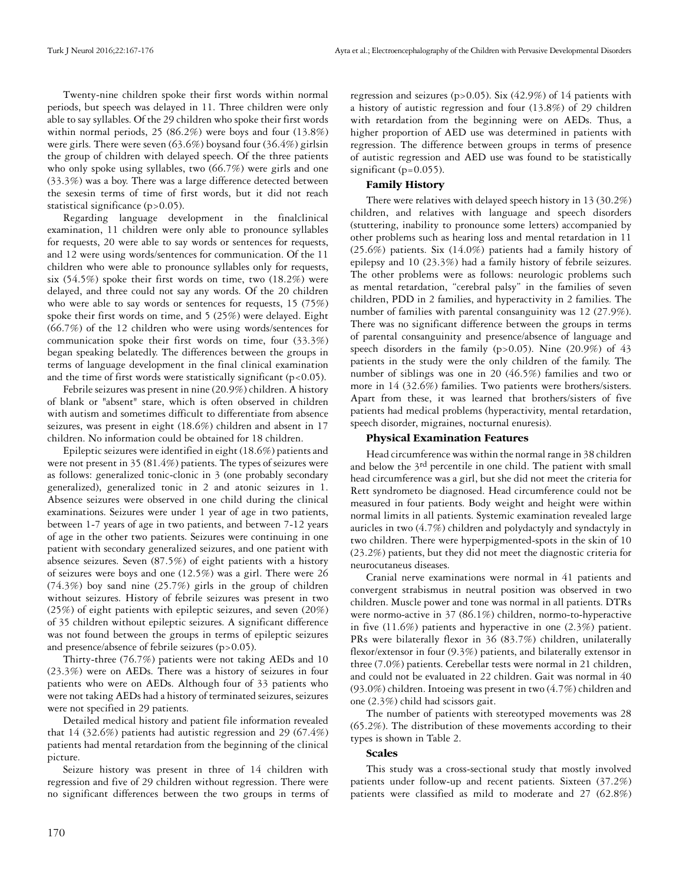Twenty-nine children spoke their first words within normal periods, but speech was delayed in 11. Three children were only able to say syllables. Of the 29 children who spoke their first words within normal periods, 25 (86.2%) were boys and four (13.8%) were girls. There were seven (63.6%) boysand four (36.4%) girlsin the group of children with delayed speech. Of the three patients who only spoke using syllables, two (66.7%) were girls and one (33.3%) was a boy. There was a large difference detected between the sexesin terms of time of first words, but it did not reach statistical significance (p>0.05).

Regarding language development in the finalclinical examination, 11 children were only able to pronounce syllables for requests, 20 were able to say words or sentences for requests, and 12 were using words/sentences for communication. Of the 11 children who were able to pronounce syllables only for requests, six (54.5%) spoke their first words on time, two (18.2%) were delayed, and three could not say any words. Of the 20 children who were able to say words or sentences for requests, 15 (75%) spoke their first words on time, and 5 (25%) were delayed. Eight (66.7%) of the 12 children who were using words/sentences for communication spoke their first words on time, four (33.3%) began speaking belatedly. The differences between the groups in terms of language development in the final clinical examination and the time of first words were statistically significant (p<0.05).

Febrile seizures was present in nine (20.9%) children. A history of blank or "absent" stare, which is often observed in children with autism and sometimes difficult to differentiate from absence seizures, was present in eight (18.6%) children and absent in 17 children. No information could be obtained for 18 children.

Epileptic seizures were identified in eight (18.6%) patients and were not present in 35 (81.4%) patients. The types of seizures were as follows: generalized tonic-clonic in 3 (one probably secondary generalized), generalized tonic in 2 and atonic seizures in 1. Absence seizures were observed in one child during the clinical examinations. Seizures were under 1 year of age in two patients, between 1-7 years of age in two patients, and between 7-12 years of age in the other two patients. Seizures were continuing in one patient with secondary generalized seizures, and one patient with absence seizures. Seven (87.5%) of eight patients with a history of seizures were boys and one (12.5%) was a girl. There were 26 (74.3%) boy sand nine (25.7%) girls in the group of children without seizures. History of febrile seizures was present in two (25%) of eight patients with epileptic seizures, and seven (20%) of 35 children without epileptic seizures. A significant difference was not found between the groups in terms of epileptic seizures and presence/absence of febrile seizures (p>0.05).

Thirty-three (76.7%) patients were not taking AEDs and 10 (23.3%) were on AEDs. There was a history of seizures in four patients who were on AEDs. Although four of 33 patients who were not taking AEDs had a history of terminated seizures, seizures were not specified in 29 patients.

Detailed medical history and patient file information revealed that 14 (32.6%) patients had autistic regression and 29 (67.4%) patients had mental retardation from the beginning of the clinical picture.

Seizure history was present in three of 14 children with regression and five of 29 children without regression. There were no significant differences between the two groups in terms of regression and seizures (p>0.05). Six (42.9%) of 14 patients with a history of autistic regression and four (13.8%) of 29 children with retardation from the beginning were on AEDs. Thus, a higher proportion of AED use was determined in patients with regression. The difference between groups in terms of presence of autistic regression and AED use was found to be statistically significant (p=0.055).

### Family History

There were relatives with delayed speech history in 13 (30.2%) children, and relatives with language and speech disorders (stuttering, inability to pronounce some letters) accompanied by other problems such as hearing loss and mental retardation in 11 (25.6%) patients. Six (14.0%) patients had a family history of epilepsy and 10 (23.3%) had a family history of febrile seizures. The other problems were as follows: neurologic problems such as mental retardation, "cerebral palsy" in the families of seven children, PDD in 2 families, and hyperactivity in 2 families. The number of families with parental consanguinity was 12 (27.9%). There was no significant difference between the groups in terms of parental consanguinity and presence/absence of language and speech disorders in the family (p>0.05). Nine (20.9%) of 43 patients in the study were the only children of the family. The number of siblings was one in 20 (46.5%) families and two or more in 14 (32.6%) families. Two patients were brothers/sisters. Apart from these, it was learned that brothers/sisters of five patients had medical problems (hyperactivity, mental retardation, speech disorder, migraines, nocturnal enuresis).

### Physical Examination Features

Head circumference was within the normal range in 38 children and below the 3rd percentile in one child. The patient with small head circumference was a girl, but she did not meet the criteria for Rett syndrometo be diagnosed. Head circumference could not be measured in four patients. Body weight and height were within normal limits in all patients. Systemic examination revealed large auricles in two (4.7%) children and polydactyly and syndactyly in two children. There were hyperpigmented-spots in the skin of 10 (23.2%) patients, but they did not meet the diagnostic criteria for neurocutaneus diseases.

Cranial nerve examinations were normal in 41 patients and convergent strabismus in neutral position was observed in two children. Muscle power and tone was normal in all patients. DTRs were normo-active in 37 (86.1%) children, normo-to-hyperactive in five (11.6%) patients and hyperactive in one (2.3%) patient. PRs were bilaterally flexor in 36 (83.7%) children, unilaterally flexor/extensor in four (9.3%) patients, and bilaterally extensor in three (7.0%) patients. Cerebellar tests were normal in 21 children, and could not be evaluated in 22 children. Gait was normal in 40 (93.0%) children. Intoeing was present in two (4.7%) children and one (2.3%) child had scissors gait.

The number of patients with stereotyped movements was 28 (65.2%). The distribution of these movements according to their types is shown in Table 2.

### Scales

This study was a cross-sectional study that mostly involved patients under follow-up and recent patients. Sixteen (37.2%) patients were classified as mild to moderate and 27 (62.8%)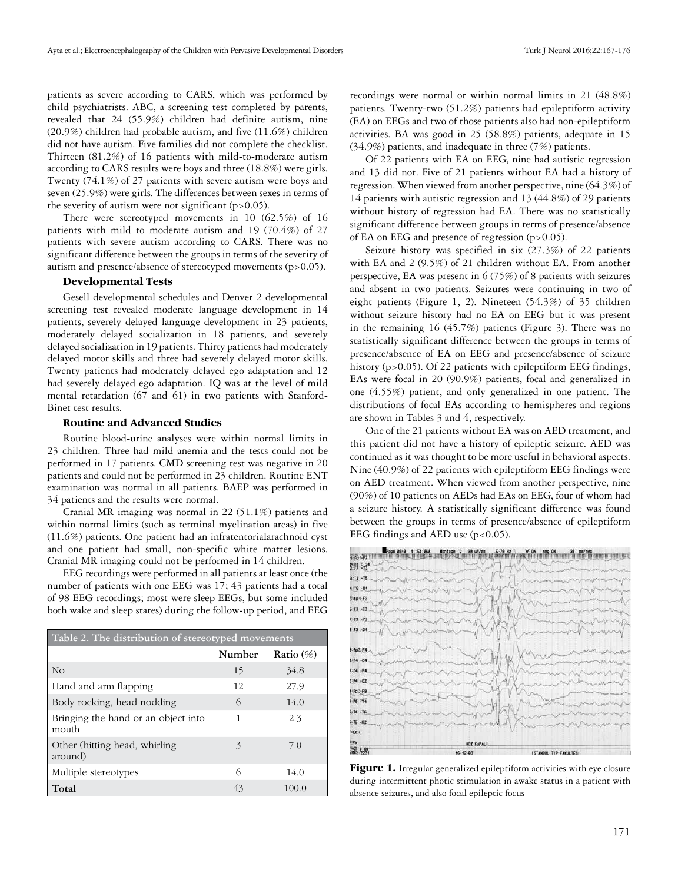patients as severe according to CARS, which was performed by child psychiatrists. ABC, a screening test completed by parents, revealed that 24 (55.9%) children had definite autism, nine (20.9%) children had probable autism, and five (11.6%) children did not have autism. Five families did not complete the checklist. Thirteen (81.2%) of 16 patients with mild-to-moderate autism according to CARS results were boys and three (18.8%) were girls. Twenty (74.1%) of 27 patients with severe autism were boys and seven (25.9%) were girls. The differences between sexes in terms of the severity of autism were not significant (p>0.05).

There were stereotyped movements in 10 (62.5%) of 16 patients with mild to moderate autism and 19 (70.4%) of 27 patients with severe autism according to CARS. There was no significant difference between the groups in terms of the severity of autism and presence/absence of stereotyped movements (p>0.05).

| Table 2. The distribution of stereotyped movements | | |
|---|---|---|
| | Number | Ratio (%) |
| No | 15 | 34.8 |
| Hand and arm flapping | 12 | 27.9 |
| Body rocking, head nodding | 6 | 14.0 |
| Bringing the hand or an object into mouth | 1 | 2.3 |
| Other (hitting head, whirling around) | 3 | 7.0 |
| Multiple stereotypes | 6 | 14.0 |
| **Total** | 43 | 100.0 |

### Developmental Tests

Gesell developmental schedules and Denver 2 developmental screening test revealed moderate language development in 14 patients, severely delayed language development in 23 patients, moderately delayed socialization in 18 patients, and severely delayed socialization in 19 patients. Thirty patients had moderately delayed motor skills and three had severely delayed motor skills. Twenty patients had moderately delayed ego adaptation and 12 had severely delayed ego adaptation. IQ was at the level of mild mental retardation (67 and 61) in two patients with Stanford-Binet test results.

### Routine and Advanced Studies

Routine blood-urine analyses were within normal limits in 23 children. Three had mild anemia and the tests could not be performed in 17 patients. CMD screening test was negative in 20 patients and could not be performed in 23 children. Routine ENT examination was normal in all patients. BAEP was performed in 34 patients and the results were normal.

Cranial MR imaging was normal in 22 (51.1%) patients and within normal limits (such as terminal myelination areas) in five (11.6%) patients. One patient had an infratentorialarachnoid cyst and one patient had small, non-specific white matter lesions. Cranial MR imaging could not be performed in 14 children.

EEG recordings were performed in all patients at least once (the number of patients with one EEG was 17; 43 patients had a total of 98 EEG recordings; most were sleep EEGs, but some included both wake and sleep states) during the follow-up period, and EEG recordings were normal or within normal limits in 21 (48.8%) patients. Twenty-two (51.2%) patients had epileptiform activity (EA) on EEGs and two of those patients also had non-epileptiform activities. BA was good in 25 (58.8%) patients, adequate in 15 (34.9%) patients, and inadequate in three (7%) patients.

Of 22 patients with EA on EEG, nine had autistic regression and 13 did not. Five of 21 patients without EA had a history of regression. When viewed from another perspective, nine (64.3%) of 14 patients with autistic regression and 13 (44.8%) of 29 patients without history of regression had EA. There was no statistically significant difference between groups in terms of presence/absence of EA on EEG and presence of regression (p>0.05).

Seizure history was specified in six (27.3%) of 22 patients with EA and 2 (9.5%) of 21 children without EA. From another perspective, EA was present in 6 (75%) of 8 patients with seizures and absent in two patients. Seizures were continuing in two of eight patients (Figure 1, 2). Nineteen (54.3%) of 35 children without seizure history had no EA on EEG but it was present in the remaining 16 (45.7%) patients (Figure 3). There was no statistically significant difference between the groups in terms of presence/absence of EA on EEG and presence/absence of seizure history (p>0.05). Of 22 patients with epileptiform EEG findings, EAs were focal in 20 (90.9%) patients, focal and generalized in one (4.55%) patient, and only generalized in one patient. The distributions of focal EAs according to hemispheres and regions are shown in Tables 3 and 4, respectively.

One of the 21 patients without EA was on AED treatment, and this patient did not have a history of epileptic seizure. AED was continued as it was thought to be more useful in behavioral aspects. Nine (40.9%) of 22 patients with epileptiform EEG findings were on AED treatment. When viewed from another perspective, nine (90%) of 10 patients on AEDs had EAs on EEG, four of whom had a seizure history. A statistically significant difference was found between the groups in terms of presence/absence of epileptiform EEG findings and AED use (p<0.05).

**Figure 1.** Irregular generalized epileptiform activities with eye closure during intermittent photic stimulation in awake status in a patient with absence seizures, and also focal epileptic focus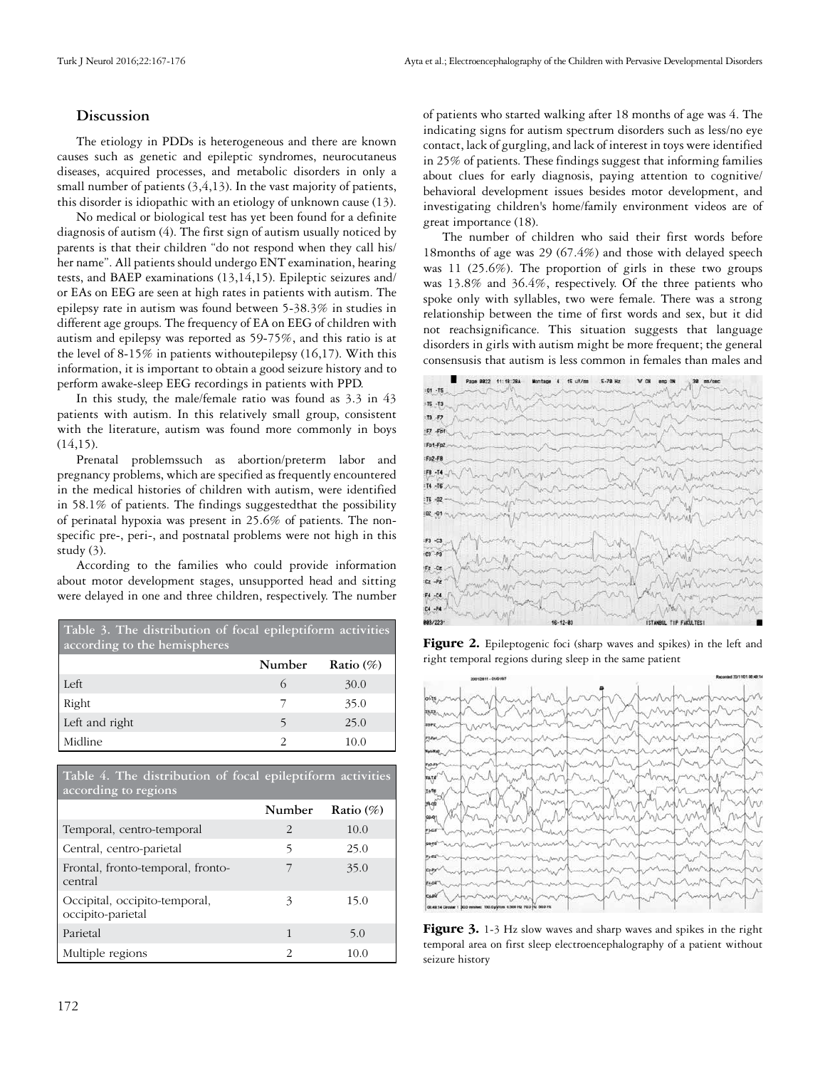## Discussion

The etiology in PDDs is heterogeneous and there are known causes such as genetic and epileptic syndromes, neurocutaneus diseases, acquired processes, and metabolic disorders in only a small number of patients (3,4,13). In the vast majority of patients, this disorder is idiopathic with an etiology of unknown cause (13).

No medical or biological test has yet been found for a definite diagnosis of autism (4). The first sign of autism usually noticed by parents is that their children "do not respond when they call his/her name". All patients should undergo ENT examination, hearing tests, and BAEP examinations (13,14,15). Epileptic seizures and/or EAs on EEG are seen at high rates in patients with autism. The epilepsy rate in autism was found between 5-38.3% in studies in different age groups. The frequency of EA on EEG of children with autism and epilepsy was reported as 59-75%, and this ratio is at the level of 8-15% in patients withoutepilepsy (16,17). With this information, it is important to obtain a good seizure history and to perform awake-sleep EEG recordings in patients with PPD.

In this study, the male/female ratio was found as 3.3 in 43 patients with autism. In this relatively small group, consistent with the literature, autism was found more commonly in boys (14,15).

Prenatal problemssuch as abortion/preterm labor and pregnancy problems, which are specified as frequently encountered in the medical histories of children with autism, were identified in 58.1% of patients. The findings suggestedthat the possibility of perinatal hypoxia was present in 25.6% of patients. The non-specific pre-, peri-, and postnatal problems were not high in this study (3).

According to the families who could provide information about motor development stages, unsupported head and sitting were delayed in one and three children, respectively. The number of patients who started walking after 18 months of age was 4. The indicating signs for autism spectrum disorders such as less/no eye contact, lack of gurgling, and lack of interest in toys were identified in 25% of patients. These findings suggest that informing families about clues for early diagnosis, paying attention to cognitive/behavioral development issues besides motor development, and investigating children's home/family environment videos are of great importance (18).

The number of children who said their first words before 18months of age was 29 (67.4%) and those with delayed speech was 11 (25.6%). The proportion of girls in these two groups was 13.8% and 36.4%, respectively. Of the three patients who spoke only with syllables, two were female. There was a strong relationship between the time of first words and sex, but it did not reachsignificance. This situation suggests that language disorders in girls with autism might be more frequent; the general consensusis that autism is less common in females than males and

**Table 3. The distribution of focal epileptiform activities according to the hemispheres**

| | Number | Ratio (%) |
|---|---|---|
| Left | 6 | 30.0 |
| Right | 7 | 35.0 |
| Left and right | 5 | 25.0 |
| Midline | 2 | 10.0 |

**Table 4. The distribution of focal epileptiform activities according to regions**

| | Number | Ratio (%) |
|---|---|---|
| Temporal, centro-temporal | 2 | 10.0 |
| Central, centro-parietal | 5 | 25.0 |
| Frontal, fronto-temporal, fronto-central | 7 | 35.0 |
| Occipital, occipito-temporal, occipito-parietal | 3 | 15.0 |
| Parietal | 1 | 5.0 |
| Multiple regions | 2 | 10.0 |

**Figure 2.** Epileptogenic foci (sharp waves and spikes) in the left and right temporal regions during sleep in the same patient

**Figure 3.** 1-3 Hz slow waves and sharp waves and spikes in the right temporal area on first sleep electroencephalography of a patient without seizure history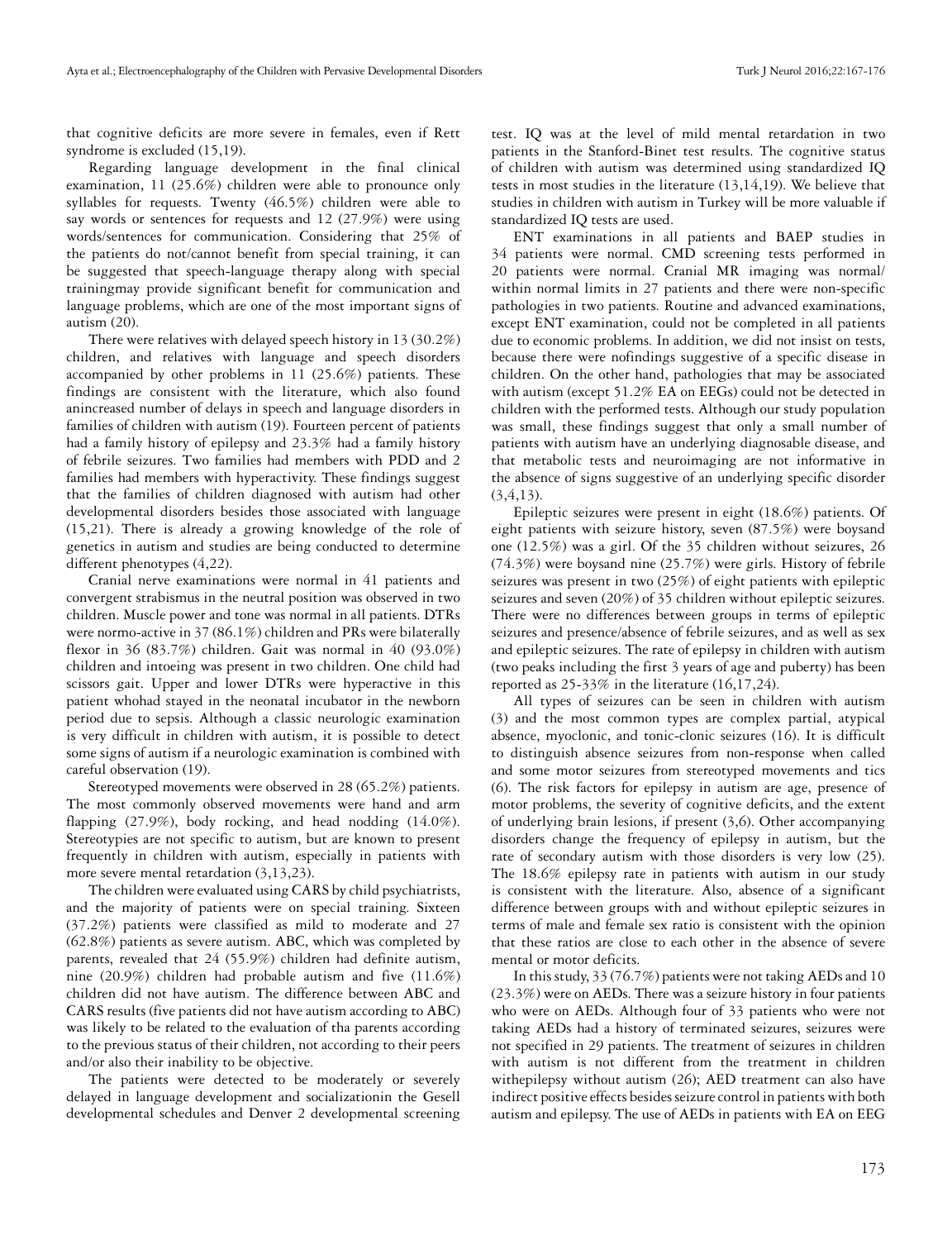that cognitive deficits are more severe in females, even if Rett syndrome is excluded (15,19).

Regarding language development in the final clinical examination, 11 (25.6%) children were able to pronounce only syllables for requests. Twenty (46.5%) children were able to say words or sentences for requests and 12 (27.9%) were using words/sentences for communication. Considering that 25% of the patients do not/cannot benefit from special training, it can be suggested that speech-language therapy along with special trainingmay provide significant benefit for communication and language problems, which are one of the most important signs of autism (20).

There were relatives with delayed speech history in 13 (30.2%) children, and relatives with language and speech disorders accompanied by other problems in 11 (25.6%) patients. These findings are consistent with the literature, which also found anincreased number of delays in speech and language disorders in families of children with autism (19). Fourteen percent of patients had a family history of epilepsy and 23.3% had a family history of febrile seizures. Two families had members with PDD and 2 families had members with hyperactivity. These findings suggest that the families of children diagnosed with autism had other developmental disorders besides those associated with language (15,21). There is already a growing knowledge of the role of genetics in autism and studies are being conducted to determine different phenotypes (4,22).

Cranial nerve examinations were normal in 41 patients and convergent strabismus in the neutral position was observed in two children. Muscle power and tone was normal in all patients. DTRs were normo-active in 37 (86.1%) children and PRs were bilaterally flexor in 36 (83.7%) children. Gait was normal in 40 (93.0%) children and intoeing was present in two children. One child had scissors gait. Upper and lower DTRs were hyperactive in this patient whohad stayed in the neonatal incubator in the newborn period due to sepsis. Although a classic neurologic examination is very difficult in children with autism, it is possible to detect some signs of autism if a neurologic examination is combined with careful observation (19).

Stereotyped movements were observed in 28 (65.2%) patients. The most commonly observed movements were hand and arm flapping (27.9%), body rocking, and head nodding (14.0%). Stereotypies are not specific to autism, but are known to present frequently in children with autism, especially in patients with more severe mental retardation (3,13,23).

The children were evaluated using CARS by child psychiatrists, and the majority of patients were on special training. Sixteen (37.2%) patients were classified as mild to moderate and 27 (62.8%) patients as severe autism. ABC, which was completed by parents, revealed that 24 (55.9%) children had definite autism, nine (20.9%) children had probable autism and five (11.6%) children did not have autism. The difference between ABC and CARS results (five patients did not have autism according to ABC) was likely to be related to the evaluation of tha parents according to the previous status of their children, not according to their peers and/or also their inability to be objective.

The patients were detected to be moderately or severely delayed in language development and socializationin the Gesell developmental schedules and Denver 2 developmental screening test. IQ was at the level of mild mental retardation in two patients in the Stanford-Binet test results. The cognitive status of children with autism was determined using standardized IQ tests in most studies in the literature (13,14,19). We believe that studies in children with autism in Turkey will be more valuable if standardized IQ tests are used.

ENT examinations in all patients and BAEP studies in 34 patients were normal. CMD screening tests performed in 20 patients were normal. Cranial MR imaging was normal/within normal limits in 27 patients and there were non-specific pathologies in two patients. Routine and advanced examinations, except ENT examination, could not be completed in all patients due to economic problems. In addition, we did not insist on tests, because there were nofindings suggestive of a specific disease in children. On the other hand, pathologies that may be associated with autism (except 51.2% EA on EEGs) could not be detected in children with the performed tests. Although our study population was small, these findings suggest that only a small number of patients with autism have an underlying diagnosable disease, and that metabolic tests and neuroimaging are not informative in the absence of signs suggestive of an underlying specific disorder (3,4,13).

Epileptic seizures were present in eight (18.6%) patients. Of eight patients with seizure history, seven (87.5%) were boysand one (12.5%) was a girl. Of the 35 children without seizures, 26 (74.3%) were boysand nine (25.7%) were girls. History of febrile seizures was present in two (25%) of eight patients with epileptic seizures and seven (20%) of 35 children without epileptic seizures. There were no differences between groups in terms of epileptic seizures and presence/absence of febrile seizures, and as well as sex and epileptic seizures. The rate of epilepsy in children with autism (two peaks including the first 3 years of age and puberty) has been reported as 25-33% in the literature (16,17,24).

All types of seizures can be seen in children with autism (3) and the most common types are complex partial, atypical absence, myoclonic, and tonic-clonic seizures (16). It is difficult to distinguish absence seizures from non-response when called and some motor seizures from stereotyped movements and tics (6). The risk factors for epilepsy in autism are age, presence of motor problems, the severity of cognitive deficits, and the extent of underlying brain lesions, if present (3,6). Other accompanying disorders change the frequency of epilepsy in autism, but the rate of secondary autism with those disorders is very low (25). The 18.6% epilepsy rate in patients with autism in our study is consistent with the literature. Also, absence of a significant difference between groups with and without epileptic seizures in terms of male and female sex ratio is consistent with the opinion that these ratios are close to each other in the absence of severe mental or motor deficits.

In this study, 33 (76.7%) patients were not taking AEDs and 10 (23.3%) were on AEDs. There was a seizure history in four patients who were on AEDs. Although four of 33 patients who were not taking AEDs had a history of terminated seizures, seizures were not specified in 29 patients. The treatment of seizures in children with autism is not different from the treatment in children withepilepsy without autism (26); AED treatment can also have indirect positive effects besides seizure control in patients with both autism and epilepsy. The use of AEDs in patients with EA on EEG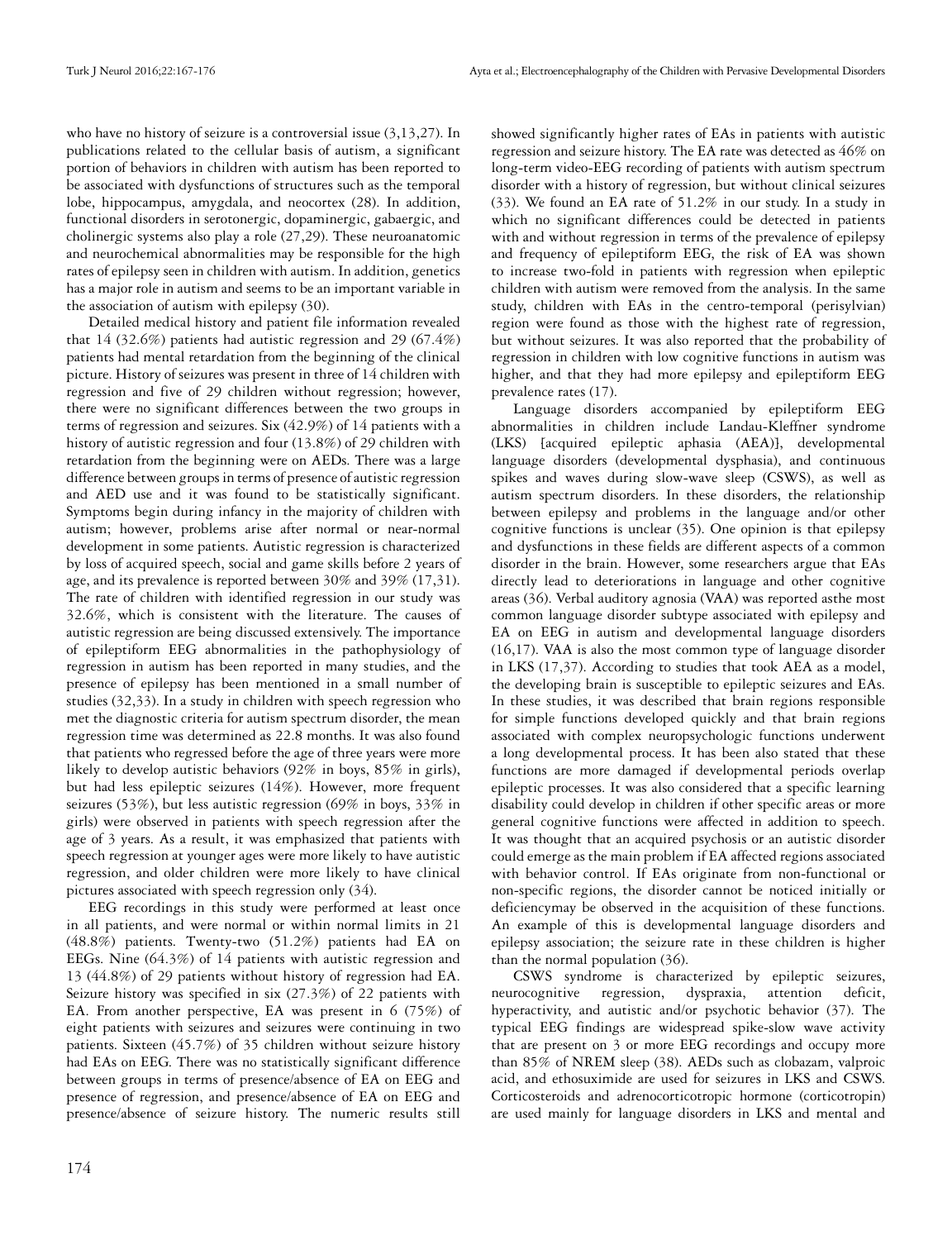who have no history of seizure is a controversial issue (3,13,27). In publications related to the cellular basis of autism, a significant portion of behaviors in children with autism has been reported to be associated with dysfunctions of structures such as the temporal lobe, hippocampus, amygdala, and neocortex (28). In addition, functional disorders in serotonergic, dopaminergic, gabaergic, and cholinergic systems also play a role (27,29). These neuroanatomic and neurochemical abnormalities may be responsible for the high rates of epilepsy seen in children with autism. In addition, genetics has a major role in autism and seems to be an important variable in the association of autism with epilepsy (30).

Detailed medical history and patient file information revealed that 14 (32.6%) patients had autistic regression and 29 (67.4%) patients had mental retardation from the beginning of the clinical picture. History of seizures was present in three of 14 children with regression and five of 29 children without regression; however, there were no significant differences between the two groups in terms of regression and seizures. Six (42.9%) of 14 patients with a history of autistic regression and four (13.8%) of 29 children with retardation from the beginning were on AEDs. There was a large difference between groups in terms of presence of autistic regression and AED use and it was found to be statistically significant. Symptoms begin during infancy in the majority of children with autism; however, problems arise after normal or near-normal development in some patients. Autistic regression is characterized by loss of acquired speech, social and game skills before 2 years of age, and its prevalence is reported between 30% and 39% (17,31). The rate of children with identified regression in our study was 32.6%, which is consistent with the literature. The causes of autistic regression are being discussed extensively. The importance of epileptiform EEG abnormalities in the pathophysiology of regression in autism has been reported in many studies, and the presence of epilepsy has been mentioned in a small number of studies (32,33). In a study in children with speech regression who met the diagnostic criteria for autism spectrum disorder, the mean regression time was determined as 22.8 months. It was also found that patients who regressed before the age of three years were more likely to develop autistic behaviors (92% in boys, 85% in girls), but had less epileptic seizures (14%). However, more frequent seizures (53%), but less autistic regression (69% in boys, 33% in girls) were observed in patients with speech regression after the age of 3 years. As a result, it was emphasized that patients with speech regression at younger ages were more likely to have autistic regression, and older children were more likely to have clinical pictures associated with speech regression only (34).

EEG recordings in this study were performed at least once in all patients, and were normal or within normal limits in 21 (48.8%) patients. Twenty-two (51.2%) patients had EA on EEGs. Nine (64.3%) of 14 patients with autistic regression and 13 (44.8%) of 29 patients without history of regression had EA. Seizure history was specified in six (27.3%) of 22 patients with EA. From another perspective, EA was present in 6 (75%) of eight patients with seizures and seizures were continuing in two patients. Sixteen (45.7%) of 35 children without seizure history had EAs on EEG. There was no statistically significant difference between groups in terms of presence/absence of EA on EEG and presence of regression, and presence/absence of EA on EEG and presence/absence of seizure history. The numeric results still showed significantly higher rates of EAs in patients with autistic regression and seizure history. The EA rate was detected as 46% on long-term video-EEG recording of patients with autism spectrum disorder with a history of regression, but without clinical seizures (33). We found an EA rate of 51.2% in our study. In a study in which no significant differences could be detected in patients with and without regression in terms of the prevalence of epilepsy and frequency of epileptiform EEG, the risk of EA was shown to increase two-fold in patients with regression when epileptic children with autism were removed from the analysis. In the same study, children with EAs in the centro-temporal (perisylvian) region were found as those with the highest rate of regression, but without seizures. It was also reported that the probability of regression in children with low cognitive functions in autism was higher, and that they had more epilepsy and epileptiform EEG prevalence rates (17).

Language disorders accompanied by epileptiform EEG abnormalities in children include Landau-Kleffner syndrome (LKS) [acquired epileptic aphasia (AEA)], developmental language disorders (developmental dysphasia), and continuous spikes and waves during slow-wave sleep (CSWS), as well as autism spectrum disorders. In these disorders, the relationship between epilepsy and problems in the language and/or other cognitive functions is unclear (35). One opinion is that epilepsy and dysfunctions in these fields are different aspects of a common disorder in the brain. However, some researchers argue that EAs directly lead to deteriorations in language and other cognitive areas (36). Verbal auditory agnosia (VAA) was reported asthe most common language disorder subtype associated with epilepsy and EA on EEG in autism and developmental language disorders (16,17). VAA is also the most common type of language disorder in LKS (17,37). According to studies that took AEA as a model, the developing brain is susceptible to epileptic seizures and EAs. In these studies, it was described that brain regions responsible for simple functions developed quickly and that brain regions associated with complex neuropsychologic functions underwent a long developmental process. It has been also stated that these functions are more damaged if developmental periods overlap epileptic processes. It was also considered that a specific learning disability could develop in children if other specific areas or more general cognitive functions were affected in addition to speech. It was thought that an acquired psychosis or an autistic disorder could emerge as the main problem if EA affected regions associated with behavior control. If EAs originate from non-functional or non-specific regions, the disorder cannot be noticed initially or deficiencymay be observed in the acquisition of these functions. An example of this is developmental language disorders and epilepsy association; the seizure rate in these children is higher than the normal population (36).

CSWS syndrome is characterized by epileptic seizures, neurocognitive regression, dyspraxia, attention deficit, hyperactivity, and autistic and/or psychotic behavior (37). The typical EEG findings are widespread spike-slow wave activity that are present on 3 or more EEG recordings and occupy more than 85% of NREM sleep (38). AEDs such as clobazam, valproic acid, and ethosuximide are used for seizures in LKS and CSWS. Corticosteroids and adrenocorticotropic hormone (corticotropin) are used mainly for language disorders in LKS and mental and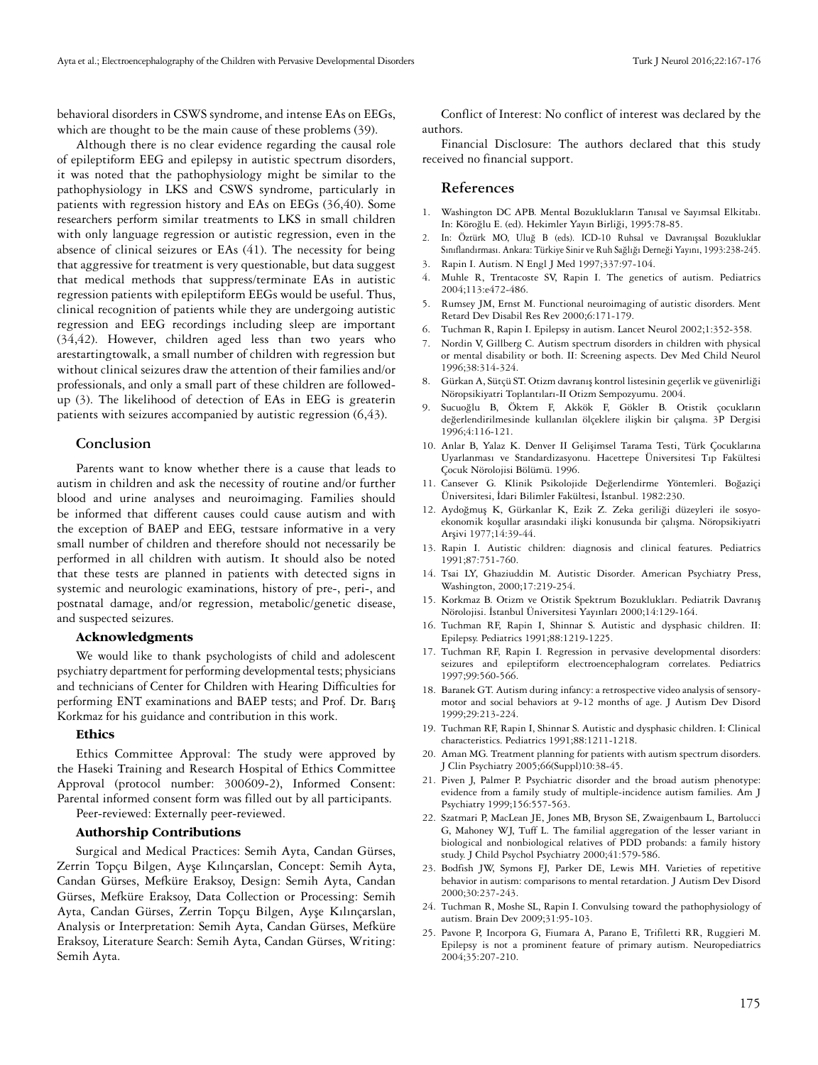behavioral disorders in CSWS syndrome, and intense EAs on EEGs, which are thought to be the main cause of these problems (39).

Although there is no clear evidence regarding the causal role of epileptiform EEG and epilepsy in autistic spectrum disorders, it was noted that the pathophysiology might be similar to the pathophysiology in LKS and CSWS syndrome, particularly in patients with regression history and EAs on EEGs (36,40). Some researchers perform similar treatments to LKS in small children with only language regression or autistic regression, even in the absence of clinical seizures or EAs (41). The necessity for being that aggressive for treatment is very questionable, but data suggest that medical methods that suppress/terminate EAs in autistic regression patients with epileptiform EEGs would be useful. Thus, clinical recognition of patients while they are undergoing autistic regression and EEG recordings including sleep are important (34,42). However, children aged less than two years who arestartingtowalk, a small number of children with regression but without clinical seizures draw the attention of their families and/or professionals, and only a small part of these children are followed-up (3). The likelihood of detection of EAs in EEG is greaterin patients with seizures accompanied by autistic regression (6,43).

## Conclusion

Parents want to know whether there is a cause that leads to autism in children and ask the necessity of routine and/or further blood and urine analyses and neuroimaging. Families should be informed that different causes could cause autism and with the exception of BAEP and EEG, testsare informative in a very small number of children and therefore should not necessarily be performed in all children with autism. It should also be noted that these tests are planned in patients with detected signs in systemic and neurologic examinations, history of pre-, peri-, and postnatal damage, and/or regression, metabolic/genetic disease, and suspected seizures.

### Acknowledgments

We would like to thank psychologists of child and adolescent psychiatry department for performing developmental tests; physicians and technicians of Center for Children with Hearing Difficulties for performing ENT examinations and BAEP tests; and Prof. Dr. Barış Korkmaz for his guidance and contribution in this work.

### Ethics

Ethics Committee Approval: The study were approved by the Haseki Training and Research Hospital of Ethics Committee Approval (protocol number: 300609-2), Informed Consent: Parental informed consent form was filled out by all participants.

Peer-reviewed: Externally peer-reviewed.

### Authorship Contributions

Surgical and Medical Practices: Semih Ayta, Candan Gürses, Zerrin Topçu Bilgen, Ayşe Kılınçarslan, Concept: Semih Ayta, Candan Gürses, Mefküre Eraksoy, Design: Semih Ayta, Candan Gürses, Mefküre Eraksoy, Data Collection or Processing: Semih Ayta, Candan Gürses, Zerrin Topçu Bilgen, Ayşe Kılınçarslan, Analysis or Interpretation: Semih Ayta, Candan Gürses, Mefküre Eraksoy, Literature Search: Semih Ayta, Candan Gürses, Writing: Semih Ayta.

Conflict of Interest: No conflict of interest was declared by the authors.

Financial Disclosure: The authors declared that this study received no financial support.

## References

1. Washington DC APB. Mental Bozuklukların Tanısal ve Sayımsal Elkitabı. In: Köroğlu E. (ed). Hekimler Yayın Birliği, 1995:78-85.
2. In: Öztürk MO, Uluğ B (eds). ICD-10 Ruhsal ve Davranışsal Bozukluklar Sınıflandırması. Ankara: Türkiye Sinir ve Ruh Sağlığı Derneği Yayını, 1993:238-245.
3. Rapin I. Autism. N Engl J Med 1997;337:97-104.
4. Muhle R, Trentacoste SV, Rapin I. The genetics of autism. Pediatrics 2004;113:e472-486.
5. Rumsey JM, Ernst M. Functional neuroimaging of autistic disorders. Ment Retard Dev Disabil Res Rev 2000;6:171-179.
6. Tuchman R, Rapin I. Epilepsy in autism. Lancet Neurol 2002;1:352-358.
7. Nordin V, Gillberg C. Autism spectrum disorders in children with physical or mental disability or both. II: Screening aspects. Dev Med Child Neurol 1996;38:314-324.
8. Gürkan A, Sütçü ST. Otizm davranış kontrol listesinin geçerlik ve güvenirliği Nöropsikiyatri Toplantıları-II Otizm Sempozyumu. 2004.
9. Sucuoğlu B, Öktem F, Akkök F, Gökler B. Otistik çocukların değerlendirilmesinde kullanılan ölçeklere ilişkin bir çalışma. 3P Dergisi 1996;4:116-121.
10. Anlar B, Yalaz K. Denver II Gelişimsel Tarama Testi, Türk Çocuklarına Uyarlanması ve Standardizasyonu. Hacettepe Üniversitesi Tıp Fakültesi Çocuk Nörolojisi Bölümü. 1996.
11. Cansever G. Klinik Psikolojide Değerlendirme Yöntemleri. Boğaziçi Üniversitesi, İdari Bilimler Fakültesi, İstanbul. 1982:230.
12. Aydoğmuş K, Gürkanlar K, Ezik Z. Zeka geriliği düzeyleri ile sosyo-ekonomik koşullar arasındaki ilişki konusunda bir çalışma. Nöropsikiyatri Arşivi 1977;14:39-44.
13. Rapin I. Autistic children: diagnosis and clinical features. Pediatrics 1991;87:751-760.
14. Tsai LY, Ghaziuddin M. Autistic Disorder. American Psychiatry Press, Washington, 2000;17:219-254.
15. Korkmaz B. Otizm ve Otistik Spektrum Bozuklukları. Pediatrik Davranış Nörolojisi. İstanbul Üniversitesi Yayınları 2000;14:129-164.
16. Tuchman RF, Rapin I, Shinnar S. Autistic and dysphasic children. II: Epilepsy. Pediatrics 1991;88:1219-1225.
17. Tuchman RF, Rapin I. Regression in pervasive developmental disorders: seizures and epileptiform electroencephalogram correlates. Pediatrics 1997;99:560-566.
18. Baranek GT. Autism during infancy: a retrospective video analysis of sensory-motor and social behaviors at 9-12 months of age. J Autism Dev Disord 1999;29:213-224.
19. Tuchman RF, Rapin I, Shinnar S. Autistic and dysphasic children. I: Clinical characteristics. Pediatrics 1991;88:1211-1218.
20. Aman MG. Treatment planning for patients with autism spectrum disorders. J Clin Psychiatry 2005;66(Suppl)10:38-45.
21. Piven J, Palmer P. Psychiatric disorder and the broad autism phenotype: evidence from a family study of multiple-incidence autism families. Am J Psychiatry 1999;156:557-563.
22. Szatmari P, MacLean JE, Jones MB, Bryson SE, Zwaigenbaum L, Bartolucci G, Mahoney WJ, Tuff L. The familial aggregation of the lesser variant in biological and nonbiological relatives of PDD probands: a family history study. J Child Psychol Psychiatry 2000;41:579-586.
23. Bodfish JW, Symons FJ, Parker DE, Lewis MH. Varieties of repetitive behavior in autism: comparisons to mental retardation. J Autism Dev Disord 2000;30:237-243.
24. Tuchman R, Moshe SL, Rapin I. Convulsing toward the pathophysiology of autism. Brain Dev 2009;31:95-103.
25. Pavone P, Incorpora G, Fiumara A, Parano E, Trifiletti RR, Ruggieri M. Epilepsy is not a prominent feature of primary autism. Neuropediatrics 2004;35:207-210.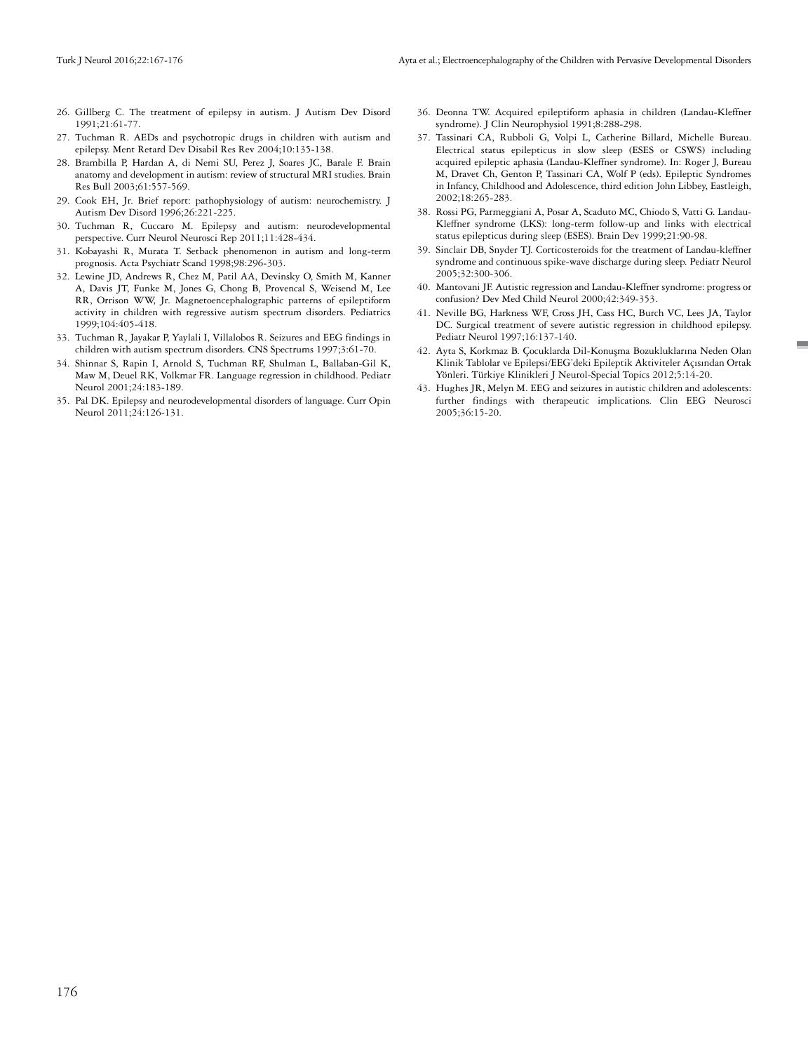26. Gillberg C. The treatment of epilepsy in autism. J Autism Dev Disord 1991;21:61-77.
27. Tuchman R. AEDs and psychotropic drugs in children with autism and epilepsy. Ment Retard Dev Disabil Res Rev 2004;10:135-138.
28. Brambilla P, Hardan A, di Nemi SU, Perez J, Soares JC, Barale F. Brain anatomy and development in autism: review of structural MRI studies. Brain Res Bull 2003;61:557-569.
29. Cook EH, Jr. Brief report: pathophysiology of autism: neurochemistry. J Autism Dev Disord 1996;26:221-225.
30. Tuchman R, Cuccaro M. Epilepsy and autism: neurodevelopmental perspective. Curr Neurol Neurosci Rep 2011;11:428-434.
31. Kobayashi R, Murata T. Setback phenomenon in autism and long-term prognosis. Acta Psychiatr Scand 1998;98:296-303.
32. Lewine JD, Andrews R, Chez M, Patil AA, Devinsky O, Smith M, Kanner A, Davis JT, Funke M, Jones G, Chong B, Provencal S, Weisend M, Lee RR, Orrison WW, Jr. Magnetoencephalographic patterns of epileptiform activity in children with regressive autism spectrum disorders. Pediatrics 1999;104:405-418.
33. Tuchman R, Jayakar P, Yaylali I, Villalobos R. Seizures and EEG findings in children with autism spectrum disorders. CNS Spectrums 1997;3:61-70.
34. Shinnar S, Rapin I, Arnold S, Tuchman RF, Shulman L, Ballaban-Gil K, Maw M, Deuel RK, Volkmar FR. Language regression in childhood. Pediatr Neurol 2001;24:183-189.
35. Pal DK. Epilepsy and neurodevelopmental disorders of language. Curr Opin Neurol 2011;24:126-131.
36. Deonna TW. Acquired epileptiform aphasia in children (Landau-Kleffner syndrome). J Clin Neurophysiol 1991;8:288-298.
37. Tassinari CA, Rubboli G, Volpi L, Catherine Billard, Michelle Bureau. Electrical status epilepticus in slow sleep (ESES or CSWS) including acquired epileptic aphasia (Landau-Kleffner syndrome). In: Roger J, Bureau M, Dravet Ch, Genton P, Tassinari CA, Wolf P (eds). Epileptic Syndromes in Infancy, Childhood and Adolescence, third edition John Libbey, Eastleigh, 2002;18:265-283.
38. Rossi PG, Parmeggiani A, Posar A, Scaduto MC, Chiodo S, Vatti G. Landau-Kleffner syndrome (LKS): long-term follow-up and links with electrical status epilepticus during sleep (ESES). Brain Dev 1999;21:90-98.
39. Sinclair DB, Snyder TJ. Corticosteroids for the treatment of Landau-kleffner syndrome and continuous spike-wave discharge during sleep. Pediatr Neurol 2005;32:300-306.
40. Mantovani JF. Autistic regression and Landau-Kleffner syndrome: progress or confusion? Dev Med Child Neurol 2000;42:349-353.
41. Neville BG, Harkness WF, Cross JH, Cass HC, Burch VC, Lees JA, Taylor DC. Surgical treatment of severe autistic regression in childhood epilepsy. Pediatr Neurol 1997;16:137-140.
42. Ayta S, Korkmaz B. Çocuklarda Dil-Konuşma Bozukluklarına Neden Olan Klinik Tablolar ve Epilepsi/EEG'deki Epileptik Aktiviteler Açısından Ortak Yönleri. Türkiye Klinikleri J Neurol-Special Topics 2012;5:14-20.
43. Hughes JR, Melyn M. EEG and seizures in autistic children and adolescents: further findings with therapeutic implications. Clin EEG Neurosci 2005;36:15-20.